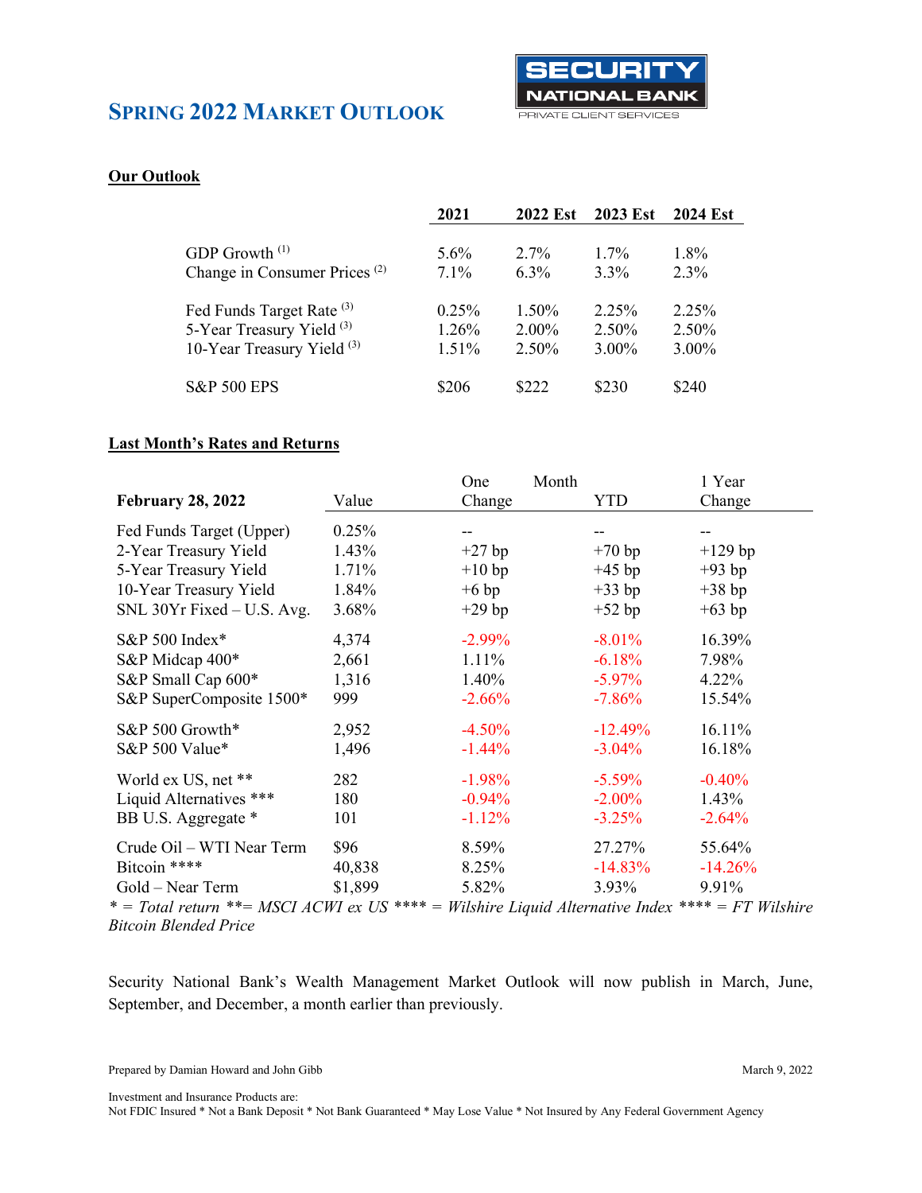# Spring 2022 Market Outlook

SECURITY NATIONAL BANK
PRIVATE CLIENT SERVICES

## Our Outlook

| | 2021 | 2022 Est | 2023 Est | 2024 Est |
|---|---|---|---|---|
| GDP Growth [1] | 5.6% | 2.7% | 1.7% | 1.8% |
| Change in Consumer Prices [2] | 7.1% | 6.3% | 3.3% | 2.3% |
| Fed Funds Target Rate [3] | 0.25% | 1.50% | 2.25% | 2.25% |
| 5-Year Treasury Yield [3] | 1.26% | 2.00% | 2.50% | 2.50% |
| 10-Year Treasury Yield [3] | 1.51% | 2.50% | 3.00% | 3.00% |
| S&P 500 EPS | $206 | $222 | $230 | $240 |

## Last Month's Rates and Returns

| February 28, 2022 | Value | One Month Change | YTD | 1 Year Change |
|---|---|---|---|---|
| Fed Funds Target (Upper) | 0.25% | -- | -- | -- |
| 2-Year Treasury Yield | 1.43% | +27 bp | +70 bp | +129 bp |
| 5-Year Treasury Yield | 1.71% | +10 bp | +45 bp | +93 bp |
| 10-Year Treasury Yield | 1.84% | +6 bp | +33 bp | +38 bp |
| SNL 30Yr Fixed – U.S. Avg. | 3.68% | +29 bp | +52 bp | +63 bp |
| S&P 500 Index* | 4,374 | -2.99% | -8.01% | 16.39% |
| S&P Midcap 400* | 2,661 | 1.11% | -6.18% | 7.98% |
| S&P Small Cap 600* | 1,316 | 1.40% | -5.97% | 4.22% |
| S&P SuperComposite 1500* | 999 | -2.66% | -7.86% | 15.54% |
| S&P 500 Growth* | 2,952 | -4.50% | -12.49% | 16.11% |
| S&P 500 Value* | 1,496 | -1.44% | -3.04% | 16.18% |
| World ex US, net ** | 282 | -1.98% | -5.59% | -0.40% |
| Liquid Alternatives *** | 180 | -0.94% | -2.00% | 1.43% |
| BB U.S. Aggregate * | 101 | -1.12% | -3.25% | -2.64% |
| Crude Oil – WTI Near Term | $96 | 8.59% | 27.27% | 55.64% |
| Bitcoin **** | 40,838 | 8.25% | -14.83% | -14.26% |
| Gold – Near Term | $1,899 | 5.82% | 3.93% | 9.91% |

*\* = Total return \*\*= MSCI ACWI ex US \*\*\*\* = Wilshire Liquid Alternative Index \*\*\*\* = FT Wilshire Bitcoin Blended Price*

Security National Bank's Wealth Management Market Outlook will now publish in March, June, September, and December, a month earlier than previously.

Prepared by Damian Howard and John Gibb

March 9, 2022

Investment and Insurance Products are:
Not FDIC Insured * Not a Bank Deposit * Not Bank Guaranteed * May Lose Value * Not Insured by Any Federal Government Agency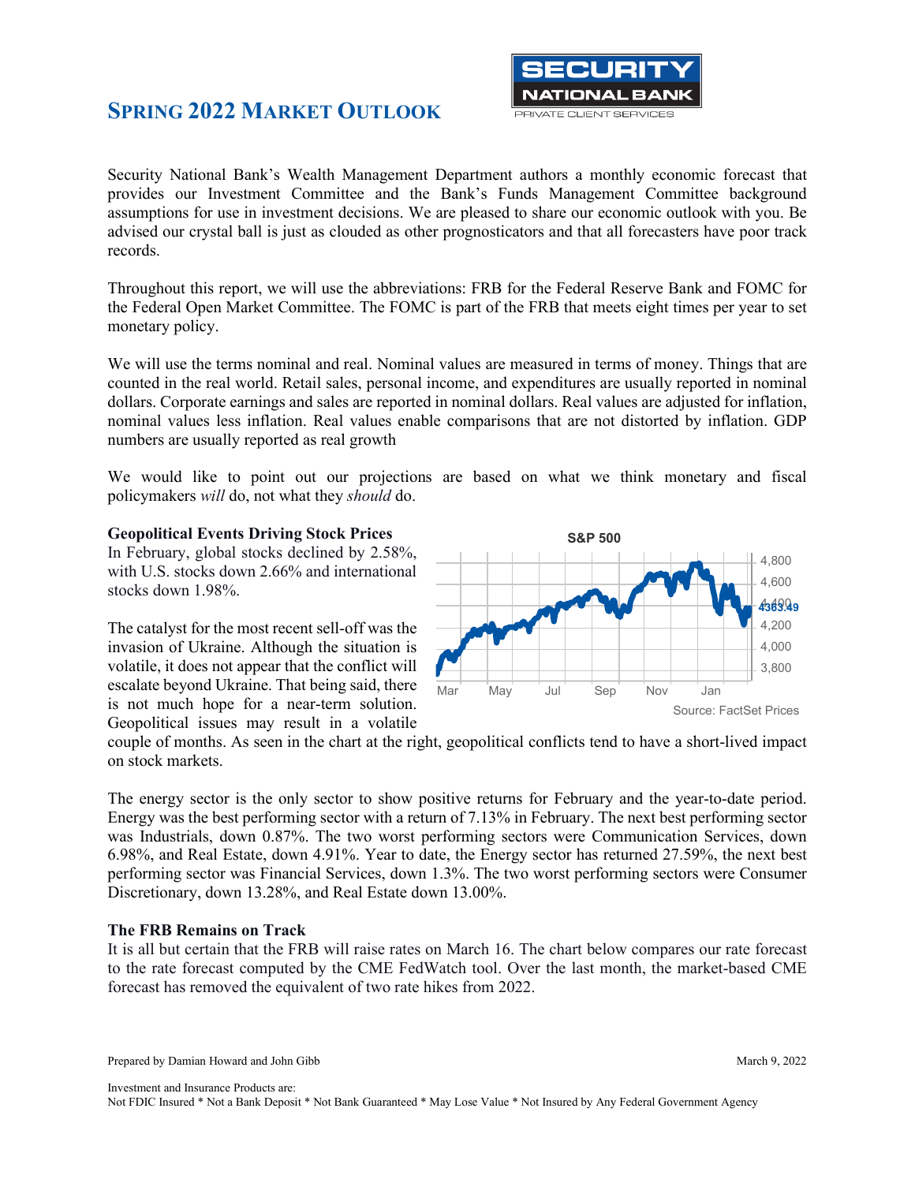# Spring 2022 Market Outlook

Security National Bank's Wealth Management Department authors a monthly economic forecast that provides our Investment Committee and the Bank's Funds Management Committee background assumptions for use in investment decisions. We are pleased to share our economic outlook with you. Be advised our crystal ball is just as clouded as other prognosticators and that all forecasters have poor track records.

Throughout this report, we will use the abbreviations: FRB for the Federal Reserve Bank and FOMC for the Federal Open Market Committee. The FOMC is part of the FRB that meets eight times per year to set monetary policy.

We will use the terms nominal and real. Nominal values are measured in terms of money. Things that are counted in the real world. Retail sales, personal income, and expenditures are usually reported in nominal dollars. Corporate earnings and sales are reported in nominal dollars. Real values are adjusted for inflation, nominal values less inflation. Real values enable comparisons that are not distorted by inflation. GDP numbers are usually reported as real growth

We would like to point out our projections are based on what we think monetary and fiscal policymakers *will* do, not what they *should* do.

**Geopolitical Events Driving Stock Prices**

In February, global stocks declined by 2.58%, with U.S. stocks down 2.66% and international stocks down 1.98%.

The catalyst for the most recent sell-off was the invasion of Ukraine. Although the situation is volatile, it does not appear that the conflict will escalate beyond Ukraine. That being said, there is not much hope for a near-term solution. Geopolitical issues may result in a volatile couple of months. As seen in the chart at the right, geopolitical conflicts tend to have a short-lived impact on stock markets.

S&P 500

Source: FactSet Prices

The energy sector is the only sector to show positive returns for February and the year-to-date period. Energy was the best performing sector with a return of 7.13% in February. The next best performing sector was Industrials, down 0.87%. The two worst performing sectors were Communication Services, down 6.98%, and Real Estate, down 4.91%. Year to date, the Energy sector has returned 27.59%, the next best performing sector was Financial Services, down 1.3%. The two worst performing sectors were Consumer Discretionary, down 13.28%, and Real Estate down 13.00%.

**The FRB Remains on Track**

It is all but certain that the FRB will raise rates on March 16. The chart below compares our rate forecast to the rate forecast computed by the CME FedWatch tool. Over the last month, the market-based CME forecast has removed the equivalent of two rate hikes from 2022.

Prepared by Damian Howard and John Gibb — March 9, 2022

Investment and Insurance Products are:
Not FDIC Insured * Not a Bank Deposit * Not Bank Guaranteed * May Lose Value * Not Insured by Any Federal Government Agency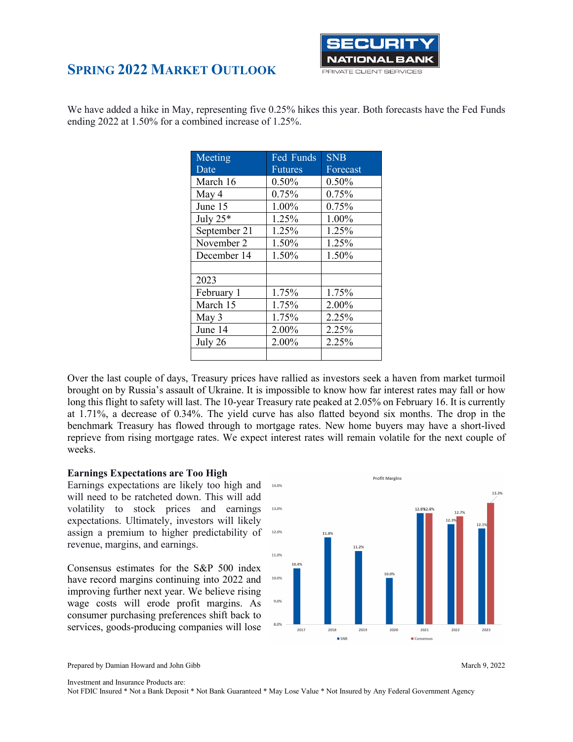## SPRING 2022 MARKET OUTLOOK

We have added a hike in May, representing five 0.25% hikes this year. Both forecasts have the Fed Funds ending 2022 at 1.50% for a combined increase of 1.25%.

| Meeting Date | Fed Funds Futures | SNB Forecast |
|---|---|---|
| March 16 | 0.50% | 0.50% |
| May 4 | 0.75% | 0.75% |
| June 15 | 1.00% | 0.75% |
| July 25* | 1.25% | 1.00% |
| September 21 | 1.25% | 1.25% |
| November 2 | 1.50% | 1.25% |
| December 14 | 1.50% | 1.50% |
| | | |
| 2023 | | |
| February 1 | 1.75% | 1.75% |
| March 15 | 1.75% | 2.00% |
| May 3 | 1.75% | 2.25% |
| June 14 | 2.00% | 2.25% |
| July 26 | 2.00% | 2.25% |
| | | |

Over the last couple of days, Treasury prices have rallied as investors seek a haven from market turmoil brought on by Russia's assault of Ukraine. It is impossible to know how far interest rates may fall or how long this flight to safety will last. The 10-year Treasury rate peaked at 2.05% on February 16. It is currently at 1.71%, a decrease of 0.34%. The yield curve has also flatted beyond six months. The drop in the benchmark Treasury has flowed through to mortgage rates. New home buyers may have a short-lived reprieve from rising mortgage rates. We expect interest rates will remain volatile for the next couple of weeks.

**Earnings Expectations are Too High**

Earnings expectations are likely too high and will need to be ratcheted down. This will add volatility to stock prices and earnings expectations. Ultimately, investors will likely assign a premium to higher predictability of revenue, margins, and earnings.

Consensus estimates for the S&P 500 index have record margins continuing into 2022 and improving further next year. We believe rising wage costs will erode profit margins. As consumer purchasing preferences shift back to services, goods-producing companies will lose

Profit Margins

| Year | SNB | Consensus |
|---|---|---|
| 2017 | 10.4% | |
| 2018 | 11.8% | |
| 2019 | 11.2% | |
| 2020 | 10.0% | |
| 2021 | 12.8% | 12.8% |
| 2022 | 12.3% | 12.7% |
| 2023 | 12.1% | 13.3% |

Prepared by Damian Howard and John Gibb

March 9, 2022

Investment and Insurance Products are:
Not FDIC Insured * Not a Bank Deposit * Not Bank Guaranteed * May Lose Value * Not Insured by Any Federal Government Agency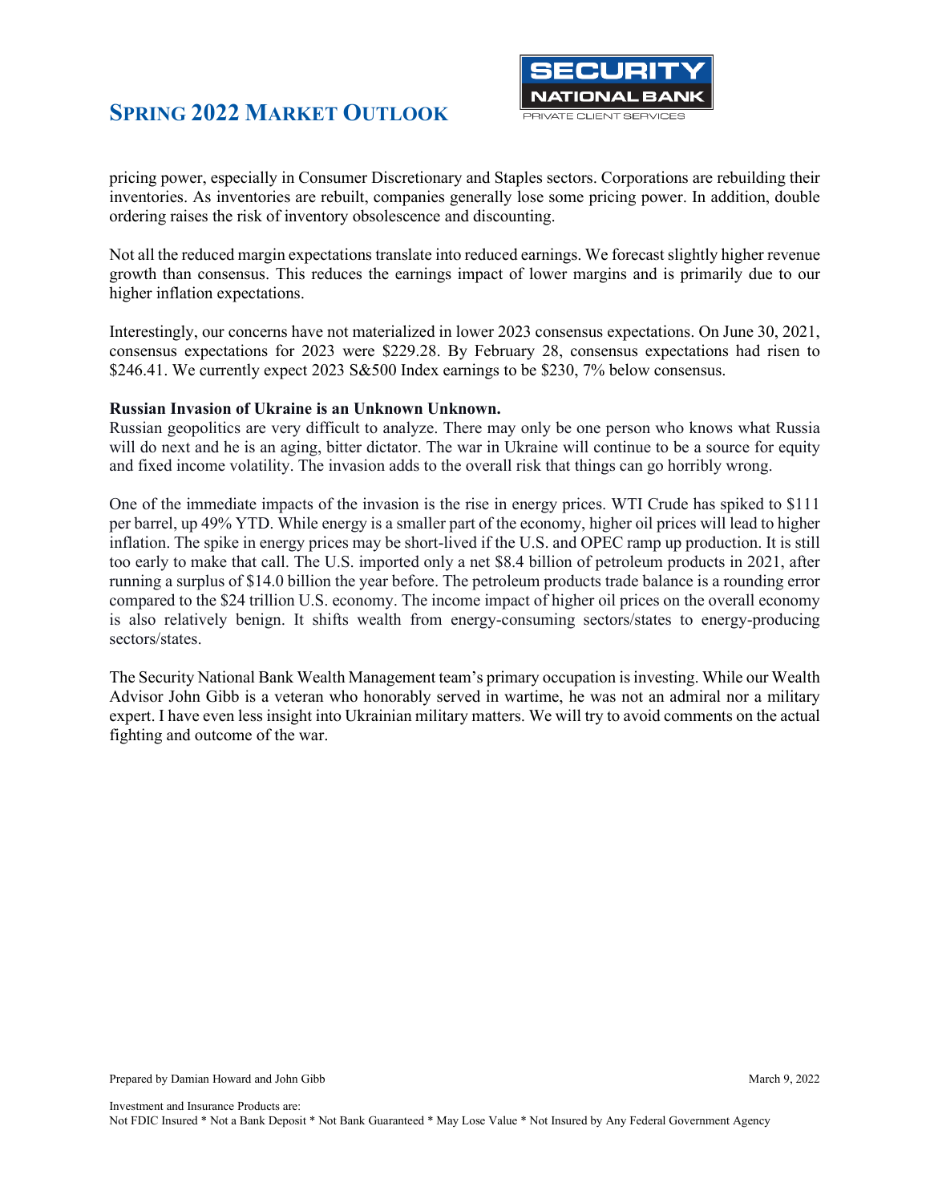pricing power, especially in Consumer Discretionary and Staples sectors. Corporations are rebuilding their inventories. As inventories are rebuilt, companies generally lose some pricing power. In addition, double ordering raises the risk of inventory obsolescence and discounting.

Not all the reduced margin expectations translate into reduced earnings. We forecast slightly higher revenue growth than consensus. This reduces the earnings impact of lower margins and is primarily due to our higher inflation expectations.

Interestingly, our concerns have not materialized in lower 2023 consensus expectations. On June 30, 2021, consensus expectations for 2023 were $229.28. By February 28, consensus expectations had risen to $246.41. We currently expect 2023 S&500 Index earnings to be $230, 7% below consensus.

**Russian Invasion of Ukraine is an Unknown Unknown.**

Russian geopolitics are very difficult to analyze. There may only be one person who knows what Russia will do next and he is an aging, bitter dictator. The war in Ukraine will continue to be a source for equity and fixed income volatility. The invasion adds to the overall risk that things can go horribly wrong.

One of the immediate impacts of the invasion is the rise in energy prices. WTI Crude has spiked to $111 per barrel, up 49% YTD. While energy is a smaller part of the economy, higher oil prices will lead to higher inflation. The spike in energy prices may be short-lived if the U.S. and OPEC ramp up production. It is still too early to make that call. The U.S. imported only a net $8.4 billion of petroleum products in 2021, after running a surplus of $14.0 billion the year before. The petroleum products trade balance is a rounding error compared to the $24 trillion U.S. economy. The income impact of higher oil prices on the overall economy is also relatively benign. It shifts wealth from energy-consuming sectors/states to energy-producing sectors/states.

The Security National Bank Wealth Management team's primary occupation is investing. While our Wealth Advisor John Gibb is a veteran who honorably served in wartime, he was not an admiral nor a military expert. I have even less insight into Ukrainian military matters. We will try to avoid comments on the actual fighting and outcome of the war.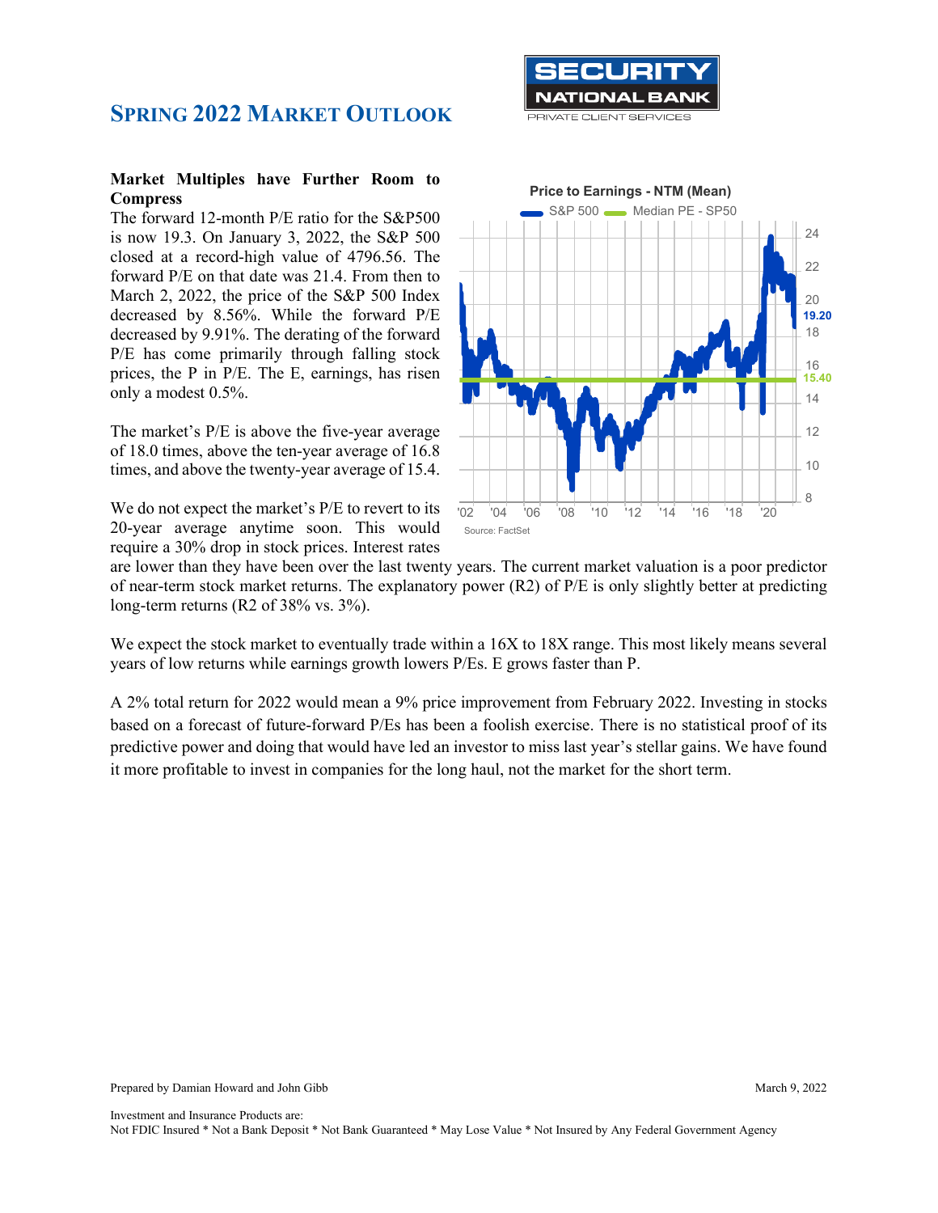# Spring 2022 Market Outlook

### Market Multiples have Further Room to Compress

The forward 12-month P/E ratio for the S&P500 is now 19.3. On January 3, 2022, the S&P 500 closed at a record-high value of 4796.56. The forward P/E on that date was 21.4. From then to March 2, 2022, the price of the S&P 500 Index decreased by 8.56%. While the forward P/E decreased by 9.91%. The derating of the forward P/E has come primarily through falling stock prices, the P in P/E. The E, earnings, has risen only a modest 0.5%.

The market's P/E is above the five-year average of 18.0 times, above the ten-year average of 16.8 times, and above the twenty-year average of 15.4.

We do not expect the market's P/E to revert to its 20-year average anytime soon. This would require a 30% drop in stock prices. Interest rates are lower than they have been over the last twenty years. The current market valuation is a poor predictor of near-term stock market returns. The explanatory power ($R^2$) of P/E is only slightly better at predicting long-term returns ($R^2$ of 38% vs. 3%).

Price to Earnings - NTM (Mean)

Source: FactSet

We expect the stock market to eventually trade within a 16X to 18X range. This most likely means several years of low returns while earnings growth lowers P/Es. E grows faster than P.

A 2% total return for 2022 would mean a 9% price improvement from February 2022. Investing in stocks based on a forecast of future-forward P/Es has been a foolish exercise. There is no statistical proof of its predictive power and doing that would have led an investor to miss last year's stellar gains. We have found it more profitable to invest in companies for the long haul, not the market for the short term.

Prepared by Damian Howard and John Gibb

March 9, 2022

Investment and Insurance Products are:
Not FDIC Insured * Not a Bank Deposit * Not Bank Guaranteed * May Lose Value * Not Insured by Any Federal Government Agency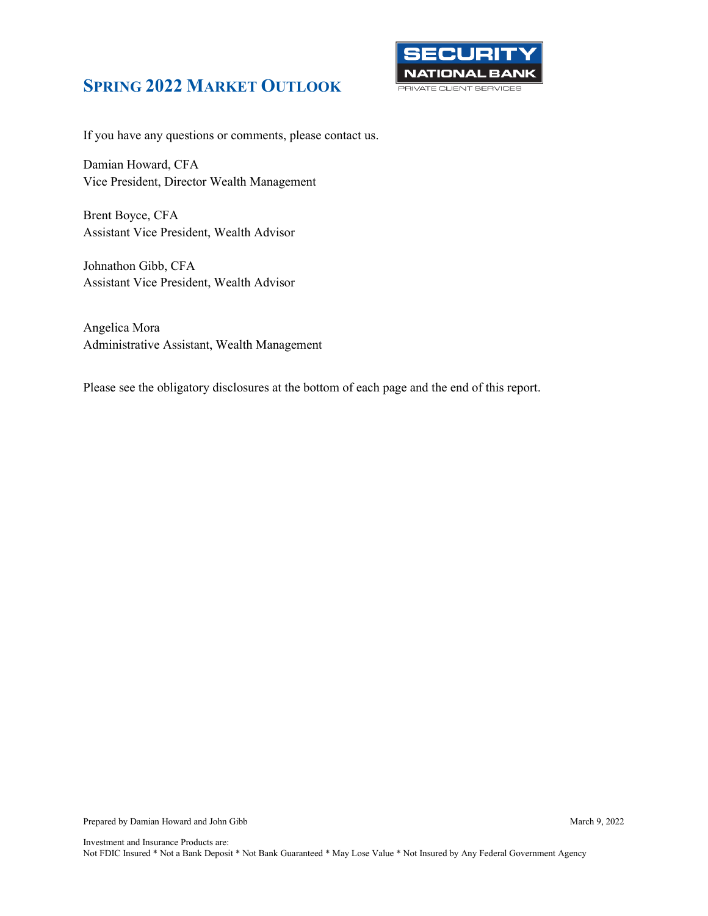# SPRING 2022 MARKET OUTLOOK

If you have any questions or comments, please contact us.

Damian Howard, CFA
Vice President, Director Wealth Management

Brent Boyce, CFA
Assistant Vice President, Wealth Advisor

Johnathon Gibb, CFA
Assistant Vice President, Wealth Advisor

Angelica Mora
Administrative Assistant, Wealth Management

Please see the obligatory disclosures at the bottom of each page and the end of this report.

Prepared by Damian Howard and John Gibb March 9, 2022

Investment and Insurance Products are:
Not FDIC Insured * Not a Bank Deposit * Not Bank Guaranteed * May Lose Value * Not Insured by Any Federal Government Agency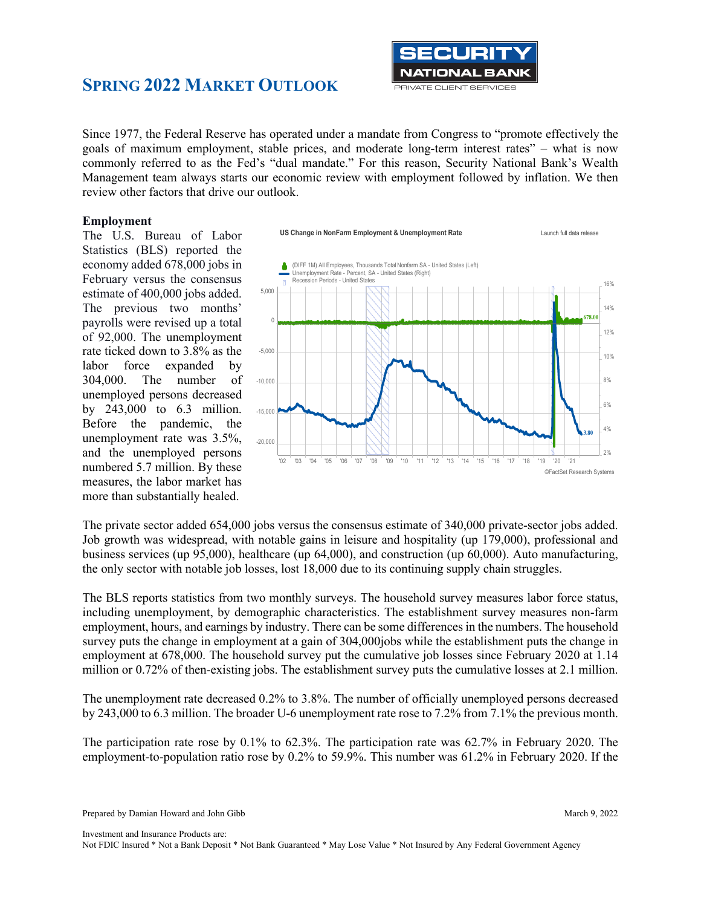## SPRING 2022 MARKET OUTLOOK

Since 1977, the Federal Reserve has operated under a mandate from Congress to "promote effectively the goals of maximum employment, stable prices, and moderate long-term interest rates" – what is now commonly referred to as the Fed's "dual mandate." For this reason, Security National Bank's Wealth Management team always starts our economic review with employment followed by inflation. We then review other factors that drive our outlook.

**Employment**

The U.S. Bureau of Labor Statistics (BLS) reported the economy added 678,000 jobs in February versus the consensus estimate of 400,000 jobs added. The previous two months' payrolls were revised up a total of 92,000. The unemployment rate ticked down to 3.8% as the labor force expanded by 304,000. The number of unemployed persons decreased by 243,000 to 6.3 million. Before the pandemic, the unemployment rate was 3.5%, and the unemployed persons numbered 5.7 million. By these measures, the labor market has more than substantially healed.

The private sector added 654,000 jobs versus the consensus estimate of 340,000 private-sector jobs added. Job growth was widespread, with notable gains in leisure and hospitality (up 179,000), professional and business services (up 95,000), healthcare (up 64,000), and construction (up 60,000). Auto manufacturing, the only sector with notable job losses, lost 18,000 due to its continuing supply chain struggles.

The BLS reports statistics from two monthly surveys. The household survey measures labor force status, including unemployment, by demographic characteristics. The establishment survey measures non-farm employment, hours, and earnings by industry. There can be some differences in the numbers. The household survey puts the change in employment at a gain of 304,000jobs while the establishment puts the change in employment at 678,000. The household survey put the cumulative job losses since February 2020 at 1.14 million or 0.72% of then-existing jobs. The establishment survey puts the cumulative losses at 2.1 million.

The unemployment rate decreased 0.2% to 3.8%. The number of officially unemployed persons decreased by 243,000 to 6.3 million. The broader U-6 unemployment rate rose to 7.2% from 7.1% the previous month.

The participation rate rose by 0.1% to 62.3%. The participation rate was 62.7% in February 2020. The employment-to-population ratio rose by 0.2% to 59.9%. This number was 61.2% in February 2020. If the

Prepared by Damian Howard and John Gibb

March 9, 2022

Investment and Insurance Products are:
Not FDIC Insured * Not a Bank Deposit * Not Bank Guaranteed * May Lose Value * Not Insured by Any Federal Government Agency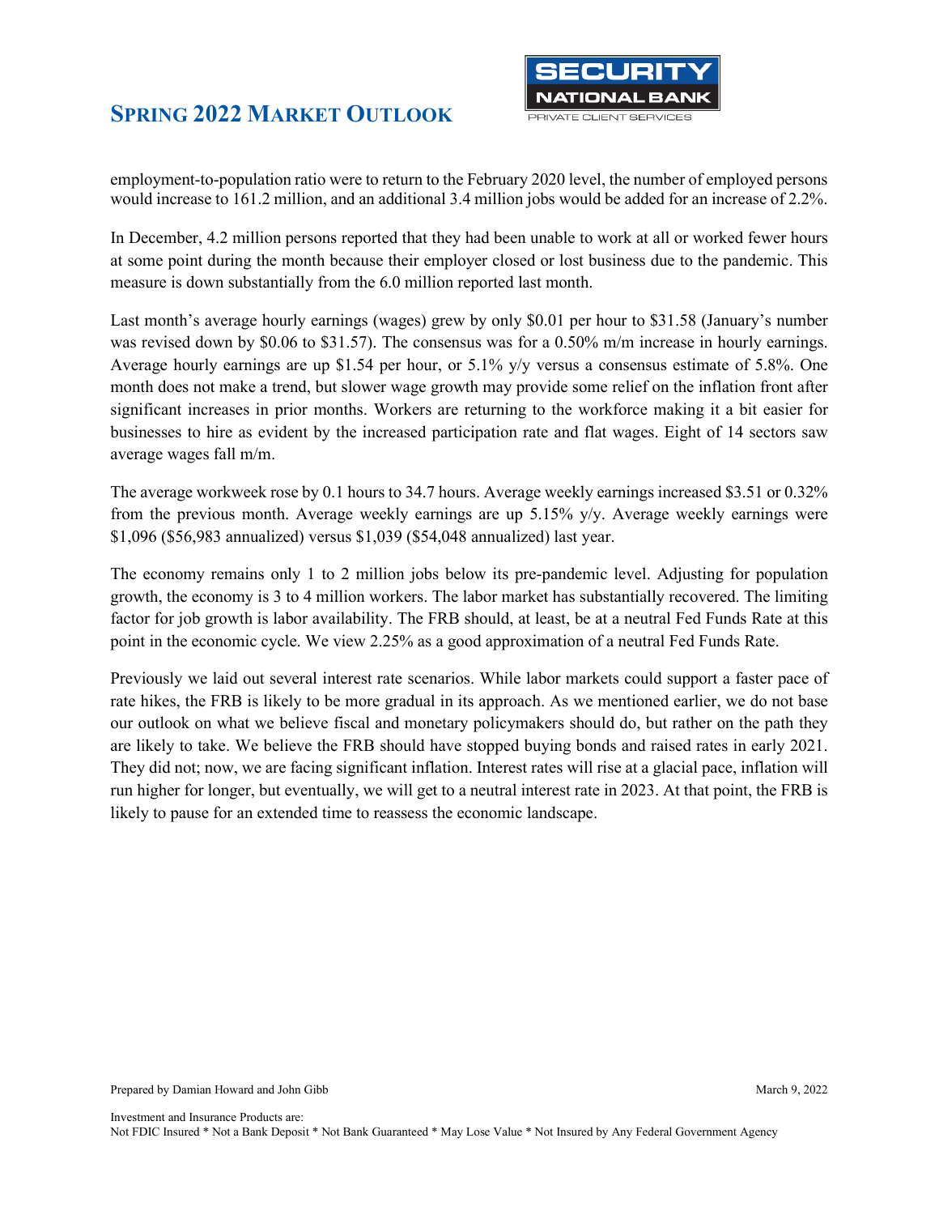employment-to-population ratio were to return to the February 2020 level, the number of employed persons would increase to 161.2 million, and an additional 3.4 million jobs would be added for an increase of 2.2%.

In December, 4.2 million persons reported that they had been unable to work at all or worked fewer hours at some point during the month because their employer closed or lost business due to the pandemic. This measure is down substantially from the 6.0 million reported last month.

Last month's average hourly earnings (wages) grew by only $0.01 per hour to $31.58 (January's number was revised down by $0.06 to $31.57). The consensus was for a 0.50% m/m increase in hourly earnings. Average hourly earnings are up $1.54 per hour, or 5.1% y/y versus a consensus estimate of 5.8%. One month does not make a trend, but slower wage growth may provide some relief on the inflation front after significant increases in prior months. Workers are returning to the workforce making it a bit easier for businesses to hire as evident by the increased participation rate and flat wages. Eight of 14 sectors saw average wages fall m/m.

The average workweek rose by 0.1 hours to 34.7 hours. Average weekly earnings increased $3.51 or 0.32% from the previous month. Average weekly earnings are up 5.15% y/y. Average weekly earnings were $1,096 ($56,983 annualized) versus $1,039 ($54,048 annualized) last year.

The economy remains only 1 to 2 million jobs below its pre-pandemic level. Adjusting for population growth, the economy is 3 to 4 million workers. The labor market has substantially recovered. The limiting factor for job growth is labor availability. The FRB should, at least, be at a neutral Fed Funds Rate at this point in the economic cycle. We view 2.25% as a good approximation of a neutral Fed Funds Rate.

Previously we laid out several interest rate scenarios. While labor markets could support a faster pace of rate hikes, the FRB is likely to be more gradual in its approach. As we mentioned earlier, we do not base our outlook on what we believe fiscal and monetary policymakers should do, but rather on the path they are likely to take. We believe the FRB should have stopped buying bonds and raised rates in early 2021. They did not; now, we are facing significant inflation. Interest rates will rise at a glacial pace, inflation will run higher for longer, but eventually, we will get to a neutral interest rate in 2023. At that point, the FRB is likely to pause for an extended time to reassess the economic landscape.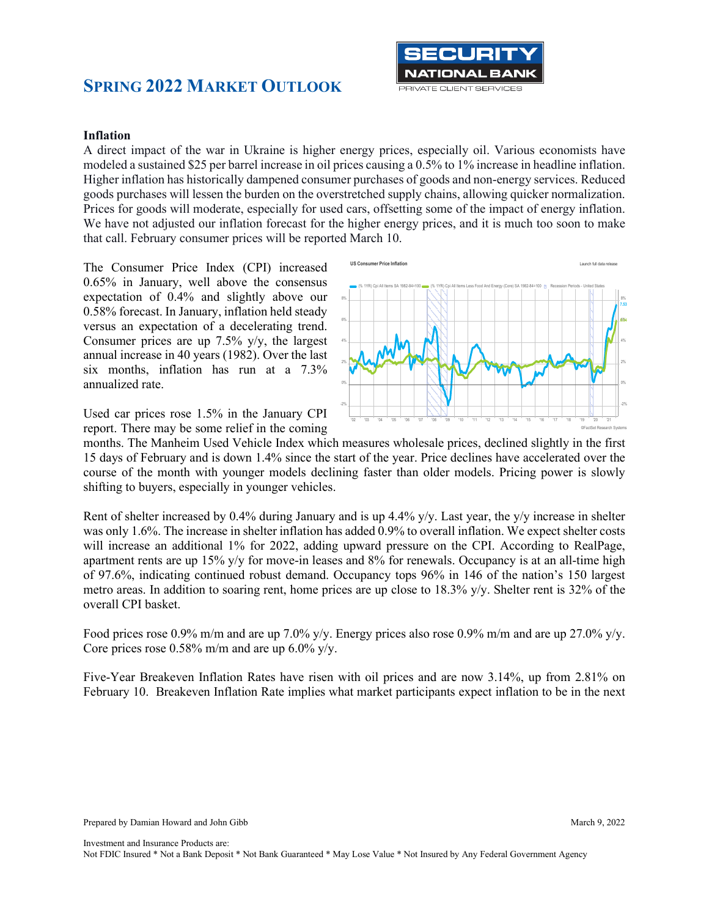## Inflation

A direct impact of the war in Ukraine is higher energy prices, especially oil. Various economists have modeled a sustained $25 per barrel increase in oil prices causing a 0.5% to 1% increase in headline inflation. Higher inflation has historically dampened consumer purchases of goods and non-energy services. Reduced goods purchases will lessen the burden on the overstretched supply chains, allowing quicker normalization. Prices for goods will moderate, especially for used cars, offsetting some of the impact of energy inflation. We have not adjusted our inflation forecast for the higher energy prices, and it is much too soon to make that call. February consumer prices will be reported March 10.

The Consumer Price Index (CPI) increased 0.65% in January, well above the consensus expectation of 0.4% and slightly above our 0.58% forecast. In January, inflation held steady versus an expectation of a decelerating trend. Consumer prices are up 7.5% y/y, the largest annual increase in 40 years (1982). Over the last six months, inflation has run at a 7.3% annualized rate.

Used car prices rose 1.5% in the January CPI report. There may be some relief in the coming months. The Manheim Used Vehicle Index which measures wholesale prices, declined slightly in the first 15 days of February and is down 1.4% since the start of the year. Price declines have accelerated over the course of the month with younger models declining faster than older models. Pricing power is slowly shifting to buyers, especially in younger vehicles.

Rent of shelter increased by 0.4% during January and is up 4.4% y/y. Last year, the y/y increase in shelter was only 1.6%. The increase in shelter inflation has added 0.9% to overall inflation. We expect shelter costs will increase an additional 1% for 2022, adding upward pressure on the CPI. According to RealPage, apartment rents are up 15% y/y for move-in leases and 8% for renewals. Occupancy is at an all-time high of 97.6%, indicating continued robust demand. Occupancy tops 96% in 146 of the nation's 150 largest metro areas. In addition to soaring rent, home prices are up close to 18.3% y/y. Shelter rent is 32% of the overall CPI basket.

Food prices rose 0.9% m/m and are up 7.0% y/y. Energy prices also rose 0.9% m/m and are up 27.0% y/y. Core prices rose 0.58% m/m and are up 6.0% y/y.

Five-Year Breakeven Inflation Rates have risen with oil prices and are now 3.14%, up from 2.81% on February 10. Breakeven Inflation Rate implies what market participants expect inflation to be in the next

Prepared by Damian Howard and John Gibb — March 9, 2022

Investment and Insurance Products are:
Not FDIC Insured * Not a Bank Deposit * Not Bank Guaranteed * May Lose Value * Not Insured by Any Federal Government Agency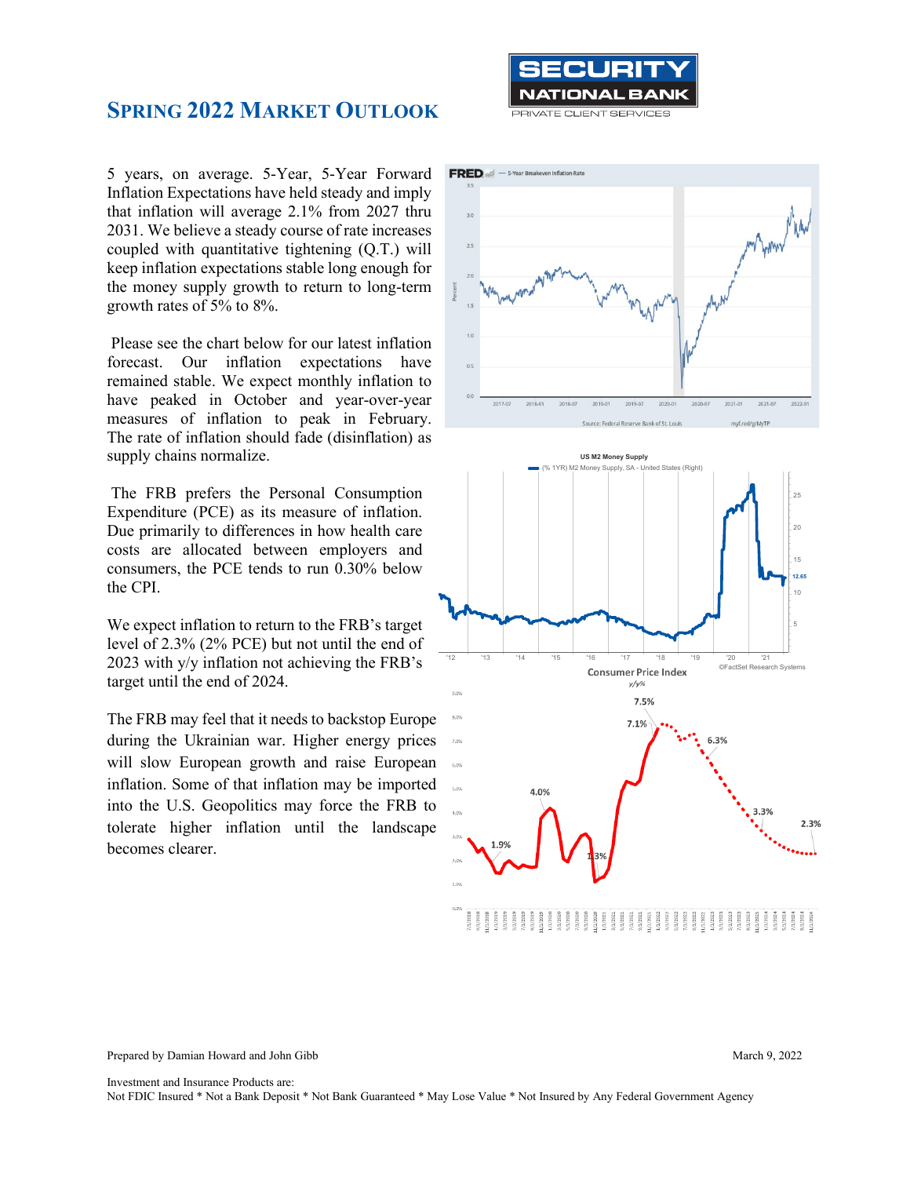# Spring 2022 Market Outlook

5 years, on average. 5-Year, 5-Year Forward Inflation Expectations have held steady and imply that inflation will average 2.1% from 2027 thru 2031. We believe a steady course of rate increases coupled with quantitative tightening (Q.T.) will keep inflation expectations stable long enough for the money supply growth to return to long-term growth rates of 5% to 8%.

Please see the chart below for our latest inflation forecast. Our inflation expectations have remained stable. We expect monthly inflation to have peaked in October and year-over-year measures of inflation to peak in February. The rate of inflation should fade (disinflation) as supply chains normalize.

The FRB prefers the Personal Consumption Expenditure (PCE) as its measure of inflation. Due primarily to differences in how health care costs are allocated between employers and consumers, the PCE tends to run 0.30% below the CPI.

We expect inflation to return to the FRB's target level of 2.3% (2% PCE) but not until the end of 2023 with y/y inflation not achieving the FRB's target until the end of 2024.

The FRB may feel that it needs to backstop Europe during the Ukrainian war. Higher energy prices will slow European growth and raise European inflation. Some of that inflation may be imported into the U.S. Geopolitics may force the FRB to tolerate higher inflation until the landscape becomes clearer.

Prepared by Damian Howard and John Gibb

March 9, 2022

Investment and Insurance Products are:
Not FDIC Insured * Not a Bank Deposit * Not Bank Guaranteed * May Lose Value * Not Insured by Any Federal Government Agency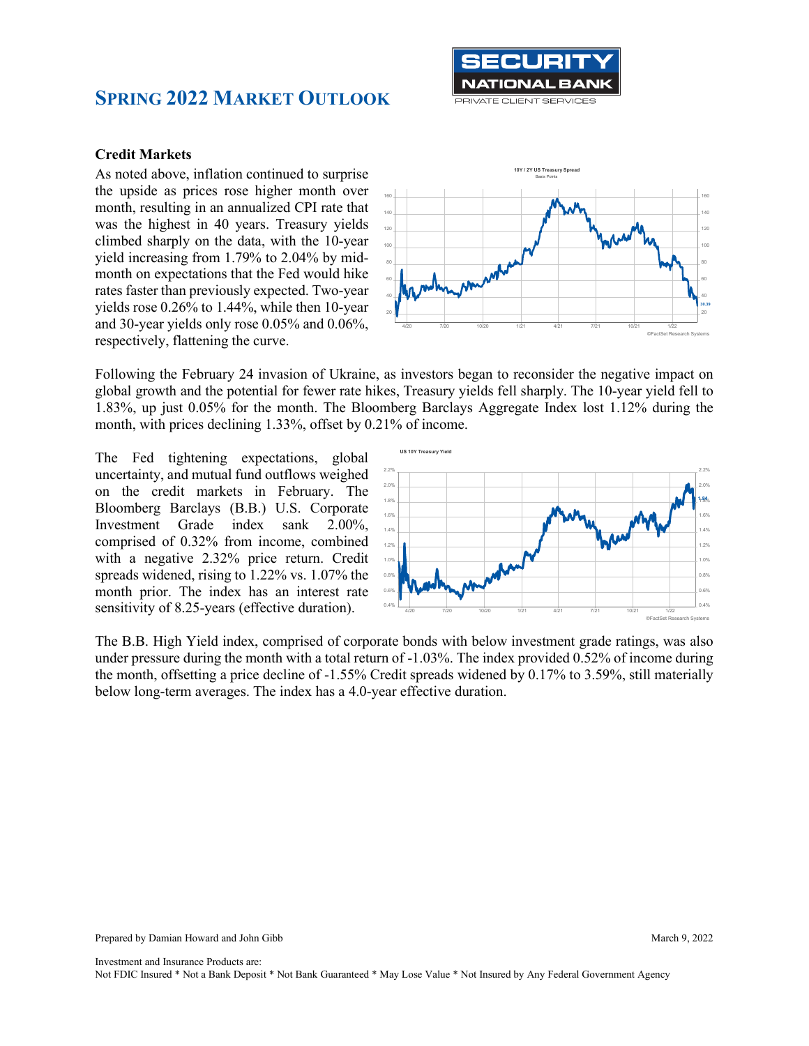## Credit Markets

As noted above, inflation continued to surprise the upside as prices rose higher month over month, resulting in an annualized CPI rate that was the highest in 40 years. Treasury yields climbed sharply on the data, with the 10-year yield increasing from 1.79% to 2.04% by mid-month on expectations that the Fed would hike rates faster than previously expected. Two-year yields rose 0.26% to 1.44%, while then 10-year and 30-year yields only rose 0.05% and 0.06%, respectively, flattening the curve.

Following the February 24 invasion of Ukraine, as investors began to reconsider the negative impact on global growth and the potential for fewer rate hikes, Treasury yields fell sharply. The 10-year yield fell to 1.83%, up just 0.05% for the month. The Bloomberg Barclays Aggregate Index lost 1.12% during the month, with prices declining 1.33%, offset by 0.21% of income.

The Fed tightening expectations, global uncertainty, and mutual fund outflows weighed on the credit markets in February. The Bloomberg Barclays (B.B.) U.S. Corporate Investment Grade index sank 2.00%, comprised of 0.32% from income, combined with a negative 2.32% price return. Credit spreads widened, rising to 1.22% vs. 1.07% the month prior. The index has an interest rate sensitivity of 8.25-years (effective duration).

The B.B. High Yield index, comprised of corporate bonds with below investment grade ratings, was also under pressure during the month with a total return of -1.03%. The index provided 0.52% of income during the month, offsetting a price decline of -1.55% Credit spreads widened by 0.17% to 3.59%, still materially below long-term averages. The index has a 4.0-year effective duration.

Prepared by Damian Howard and John Gibb

March 9, 2022

Investment and Insurance Products are:
Not FDIC Insured * Not a Bank Deposit * Not Bank Guaranteed * May Lose Value * Not Insured by Any Federal Government Agency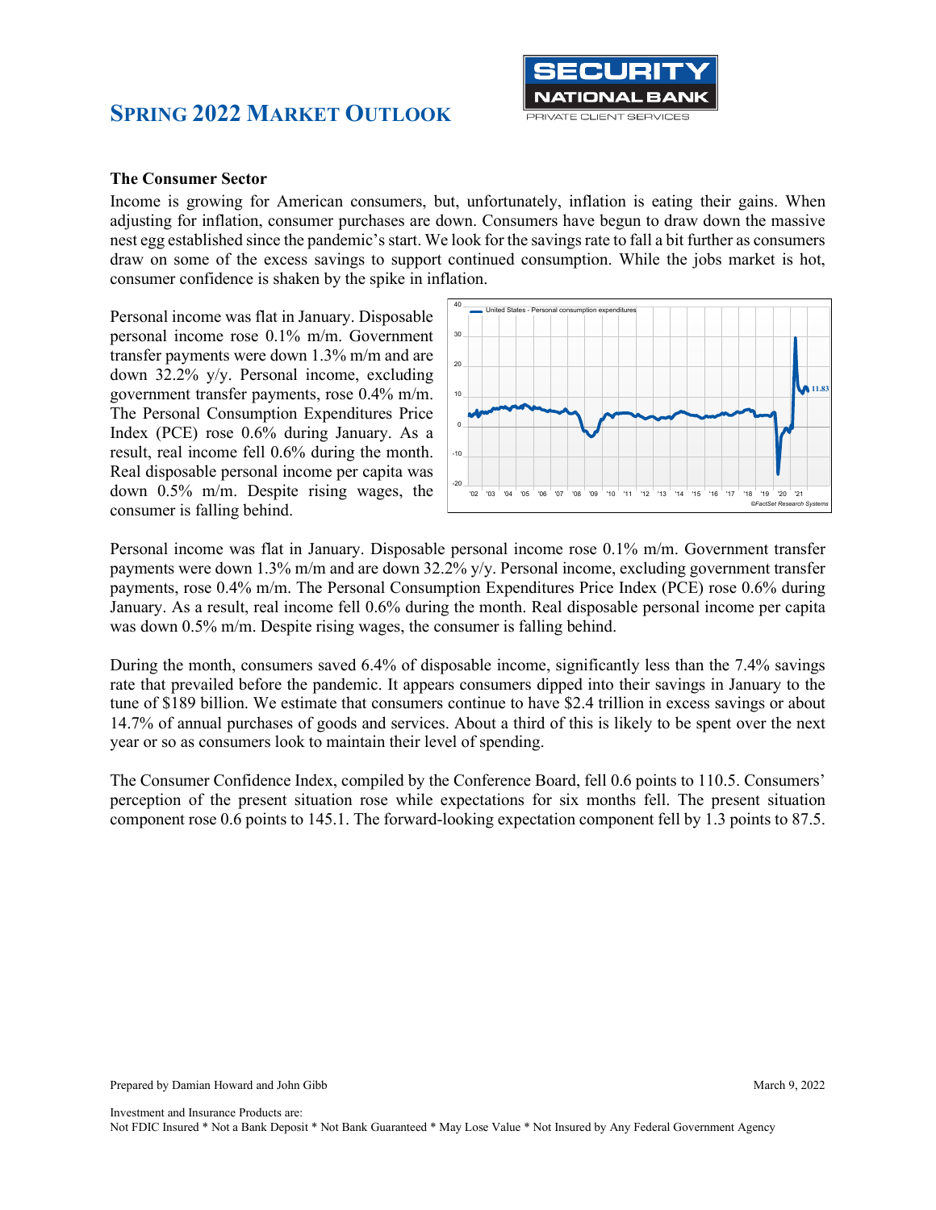# SPRING 2022 MARKET OUTLOOK

### The Consumer Sector

Income is growing for American consumers, but, unfortunately, inflation is eating their gains. When adjusting for inflation, consumer purchases are down. Consumers have begun to draw down the massive nest egg established since the pandemic's start. We look for the savings rate to fall a bit further as consumers draw on some of the excess savings to support continued consumption. While the jobs market is hot, consumer confidence is shaken by the spike in inflation.

Personal income was flat in January. Disposable personal income rose 0.1% m/m. Government transfer payments were down 1.3% m/m and are down 32.2% y/y. Personal income, excluding government transfer payments, rose 0.4% m/m. The Personal Consumption Expenditures Price Index (PCE) rose 0.6% during January. As a result, real income fell 0.6% during the month. Real disposable personal income per capita was down 0.5% m/m. Despite rising wages, the consumer is falling behind.

Personal income was flat in January. Disposable personal income rose 0.1% m/m. Government transfer payments were down 1.3% m/m and are down 32.2% y/y. Personal income, excluding government transfer payments, rose 0.4% m/m. The Personal Consumption Expenditures Price Index (PCE) rose 0.6% during January. As a result, real income fell 0.6% during the month. Real disposable personal income per capita was down 0.5% m/m. Despite rising wages, the consumer is falling behind.

During the month, consumers saved 6.4% of disposable income, significantly less than the 7.4% savings rate that prevailed before the pandemic. It appears consumers dipped into their savings in January to the tune of $189 billion. We estimate that consumers continue to have $2.4 trillion in excess savings or about 14.7% of annual purchases of goods and services. About a third of this is likely to be spent over the next year or so as consumers look to maintain their level of spending.

The Consumer Confidence Index, compiled by the Conference Board, fell 0.6 points to 110.5. Consumers' perception of the present situation rose while expectations for six months fell. The present situation component rose 0.6 points to 145.1. The forward-looking expectation component fell by 1.3 points to 87.5.

Prepared by Damian Howard and John Gibb — March 9, 2022

Investment and Insurance Products are:
Not FDIC Insured * Not a Bank Deposit * Not Bank Guaranteed * May Lose Value * Not Insured by Any Federal Government Agency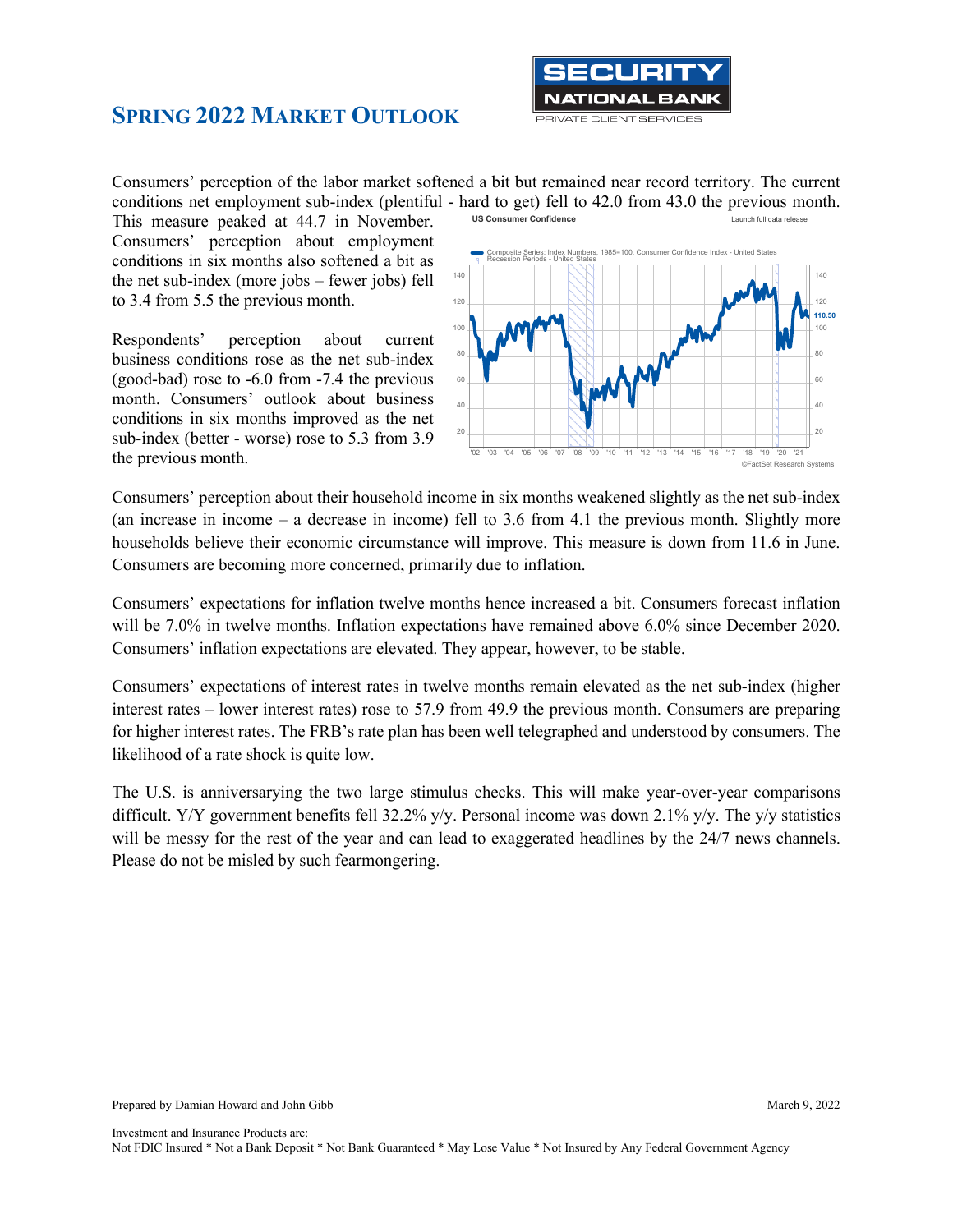# SPRING 2022 MARKET OUTLOOK

Consumers' perception of the labor market softened a bit but remained near record territory. The current conditions net employment sub-index (plentiful - hard to get) fell to 42.0 from 43.0 the previous month. This measure peaked at 44.7 in November. Consumers' perception about employment conditions in six months also softened a bit as the net sub-index (more jobs – fewer jobs) fell to 3.4 from 5.5 the previous month.

Respondents' perception about current business conditions rose as the net sub-index (good-bad) rose to -6.0 from -7.4 the previous month. Consumers' outlook about business conditions in six months improved as the net sub-index (better - worse) rose to 5.3 from 3.9 the previous month.

Consumers' perception about their household income in six months weakened slightly as the net sub-index (an increase in income – a decrease in income) fell to 3.6 from 4.1 the previous month. Slightly more households believe their economic circumstance will improve. This measure is down from 11.6 in June. Consumers are becoming more concerned, primarily due to inflation.

Consumers' expectations for inflation twelve months hence increased a bit. Consumers forecast inflation will be 7.0% in twelve months. Inflation expectations have remained above 6.0% since December 2020. Consumers' inflation expectations are elevated. They appear, however, to be stable.

Consumers' expectations of interest rates in twelve months remain elevated as the net sub-index (higher interest rates – lower interest rates) rose to 57.9 from 49.9 the previous month. Consumers are preparing for higher interest rates. The FRB's rate plan has been well telegraphed and understood by consumers. The likelihood of a rate shock is quite low.

The U.S. is anniversarying the two large stimulus checks. This will make year-over-year comparisons difficult. Y/Y government benefits fell 32.2% y/y. Personal income was down 2.1% y/y. The y/y statistics will be messy for the rest of the year and can lead to exaggerated headlines by the 24/7 news channels. Please do not be misled by such fearmongering.

Prepared by Damian Howard and John Gibb

March 9, 2022

Investment and Insurance Products are:
Not FDIC Insured * Not a Bank Deposit * Not Bank Guaranteed * May Lose Value * Not Insured by Any Federal Government Agency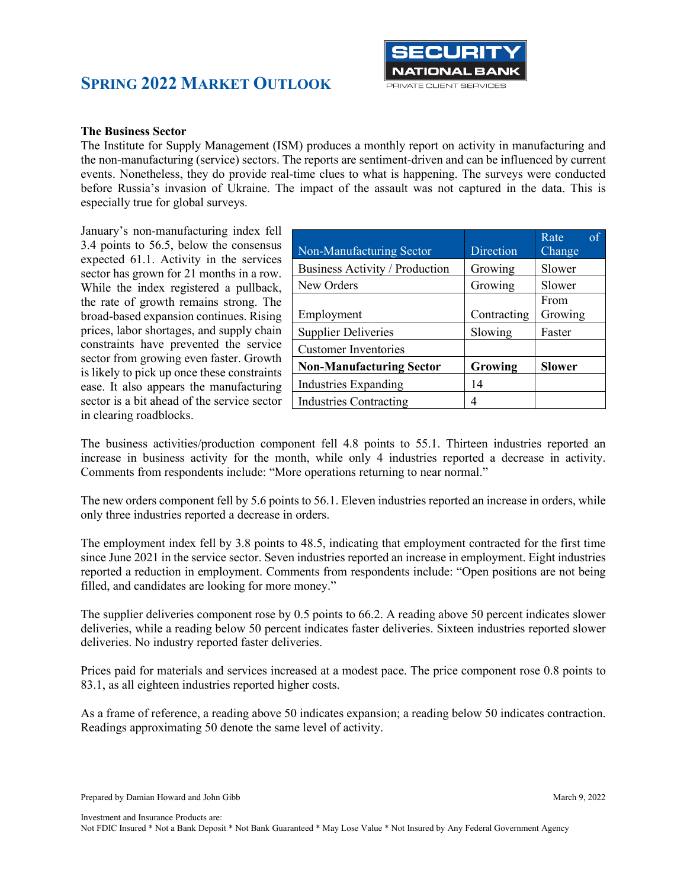## SPRING 2022 MARKET OUTLOOK

**The Business Sector**

The Institute for Supply Management (ISM) produces a monthly report on activity in manufacturing and the non-manufacturing (service) sectors. The reports are sentiment-driven and can be influenced by current events. Nonetheless, they do provide real-time clues to what is happening. The surveys were conducted before Russia's invasion of Ukraine. The impact of the assault was not captured in the data. This is especially true for global surveys.

January's non-manufacturing index fell 3.4 points to 56.5, below the consensus expected 61.1. Activity in the services sector has grown for 21 months in a row. While the index registered a pullback, the rate of growth remains strong. The broad-based expansion continues. Rising prices, labor shortages, and supply chain constraints have prevented the service sector from growing even faster. Growth is likely to pick up once these constraints ease. It also appears the manufacturing sector is a bit ahead of the service sector in clearing roadblocks.

| Non-Manufacturing Sector | Direction | Rate of Change |
|---|---|---|
| Business Activity / Production | Growing | Slower |
| New Orders | Growing | Slower |
| Employment | Contracting | From Growing |
| Supplier Deliveries | Slowing | Faster |
| Customer Inventories | | |
| **Non-Manufacturing Sector** | **Growing** | **Slower** |
| Industries Expanding | 14 | |
| Industries Contracting | 4 | |

The business activities/production component fell 4.8 points to 55.1. Thirteen industries reported an increase in business activity for the month, while only 4 industries reported a decrease in activity. Comments from respondents include: "More operations returning to near normal."

The new orders component fell by 5.6 points to 56.1. Eleven industries reported an increase in orders, while only three industries reported a decrease in orders.

The employment index fell by 3.8 points to 48.5, indicating that employment contracted for the first time since June 2021 in the service sector. Seven industries reported an increase in employment. Eight industries reported a reduction in employment. Comments from respondents include: "Open positions are not being filled, and candidates are looking for more money."

The supplier deliveries component rose by 0.5 points to 66.2. A reading above 50 percent indicates slower deliveries, while a reading below 50 percent indicates faster deliveries. Sixteen industries reported slower deliveries. No industry reported faster deliveries.

Prices paid for materials and services increased at a modest pace. The price component rose 0.8 points to 83.1, as all eighteen industries reported higher costs.

As a frame of reference, a reading above 50 indicates expansion; a reading below 50 indicates contraction. Readings approximating 50 denote the same level of activity.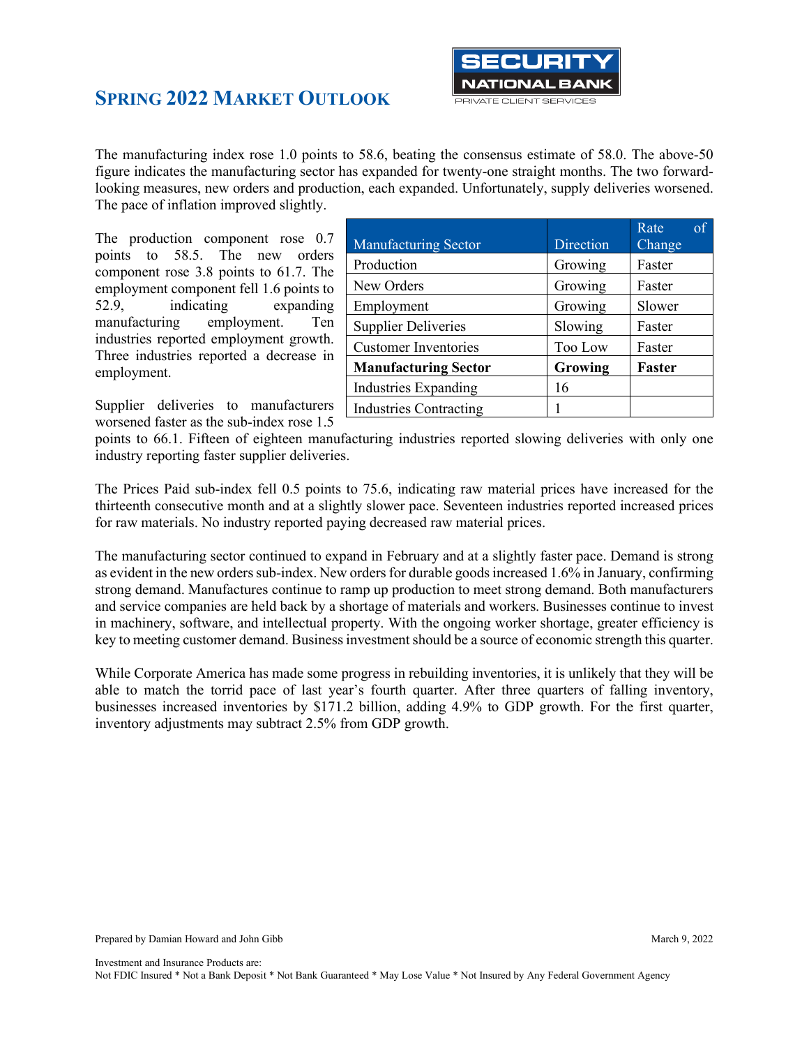## Spring 2022 Market Outlook

The manufacturing index rose 1.0 points to 58.6, beating the consensus estimate of 58.0. The above-50 figure indicates the manufacturing sector has expanded for twenty-one straight months. The two forward-looking measures, new orders and production, each expanded. Unfortunately, supply deliveries worsened. The pace of inflation improved slightly.

The production component rose 0.7 points to 58.5. The new orders component rose 3.8 points to 61.7. The employment component fell 1.6 points to 52.9, indicating expanding manufacturing employment. Ten industries reported employment growth. Three industries reported a decrease in employment.

| Manufacturing Sector | Direction | Rate of Change |
|---|---|---|
| Production | Growing | Faster |
| New Orders | Growing | Faster |
| Employment | Growing | Slower |
| Supplier Deliveries | Slowing | Faster |
| Customer Inventories | Too Low | Faster |
| **Manufacturing Sector** | **Growing** | **Faster** |
| Industries Expanding | 16 | |
| Industries Contracting | 1 | |

Supplier deliveries to manufacturers worsened faster as the sub-index rose 1.5 points to 66.1. Fifteen of eighteen manufacturing industries reported slowing deliveries with only one industry reporting faster supplier deliveries.

The Prices Paid sub-index fell 0.5 points to 75.6, indicating raw material prices have increased for the thirteenth consecutive month and at a slightly slower pace. Seventeen industries reported increased prices for raw materials. No industry reported paying decreased raw material prices.

The manufacturing sector continued to expand in February and at a slightly faster pace. Demand is strong as evident in the new orders sub-index. New orders for durable goods increased 1.6% in January, confirming strong demand. Manufactures continue to ramp up production to meet strong demand. Both manufacturers and service companies are held back by a shortage of materials and workers. Businesses continue to invest in machinery, software, and intellectual property. With the ongoing worker shortage, greater efficiency is key to meeting customer demand. Business investment should be a source of economic strength this quarter.

While Corporate America has made some progress in rebuilding inventories, it is unlikely that they will be able to match the torrid pace of last year's fourth quarter. After three quarters of falling inventory, businesses increased inventories by $171.2 billion, adding 4.9% to GDP growth. For the first quarter, inventory adjustments may subtract 2.5% from GDP growth.

Prepared by Damian Howard and John Gibb

March 9, 2022

Investment and Insurance Products are:
Not FDIC Insured * Not a Bank Deposit * Not Bank Guaranteed * May Lose Value * Not Insured by Any Federal Government Agency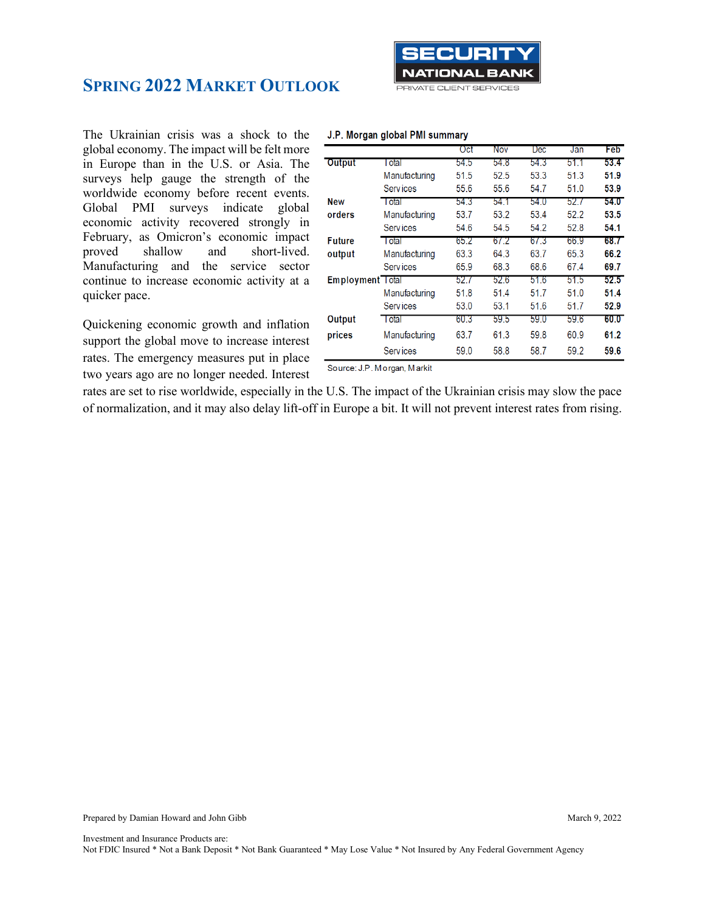## Spring 2022 Market Outlook

The Ukrainian crisis was a shock to the global economy. The impact will be felt more in Europe than in the U.S. or Asia. The surveys help gauge the strength of the worldwide economy before recent events. Global PMI surveys indicate global economic activity recovered strongly in February, as Omicron's economic impact proved shallow and short-lived. Manufacturing and the service sector continue to increase economic activity at a quicker pace.

**J.P. Morgan global PMI summary**

| | | Oct | Nov | Dec | Jan | Feb |
|---|---|---|---|---|---|---|
| **Output** | Total | 54.5 | 54.8 | 54.3 | 51.1 | **53.4** |
| | Manufacturing | 51.5 | 52.5 | 53.3 | 51.3 | **51.9** |
| | Services | 55.6 | 55.6 | 54.7 | 51.0 | **53.9** |
| **New orders** | Total | 54.3 | 54.1 | 54.0 | 52.7 | **54.0** |
| | Manufacturing | 53.7 | 53.2 | 53.4 | 52.2 | **53.5** |
| | Services | 54.6 | 54.5 | 54.2 | 52.8 | **54.1** |
| **Future output** | Total | 65.2 | 67.2 | 67.3 | 66.9 | **68.7** |
| | Manufacturing | 63.3 | 64.3 | 63.7 | 65.3 | **66.2** |
| | Services | 65.9 | 68.3 | 68.6 | 67.4 | **69.7** |
| **Employment** | Total | 52.7 | 52.6 | 51.6 | 51.5 | **52.5** |
| | Manufacturing | 51.8 | 51.4 | 51.7 | 51.0 | **51.4** |
| | Services | 53.0 | 53.1 | 51.6 | 51.7 | **52.9** |
| **Output prices** | Total | 60.3 | 59.5 | 59.0 | 59.6 | **60.0** |
| | Manufacturing | 63.7 | 61.3 | 59.8 | 60.9 | **61.2** |
| | Services | 59.0 | 58.8 | 58.7 | 59.2 | **59.6** |

Source: J.P. Morgan, Markit

Quickening economic growth and inflation support the global move to increase interest rates. The emergency measures put in place two years ago are no longer needed. Interest rates are set to rise worldwide, especially in the U.S. The impact of the Ukrainian crisis may slow the pace of normalization, and it may also delay lift-off in Europe a bit. It will not prevent interest rates from rising.

Prepared by Damian Howard and John Gibb

March 9, 2022

Investment and Insurance Products are:
Not FDIC Insured * Not a Bank Deposit * Not Bank Guaranteed * May Lose Value * Not Insured by Any Federal Government Agency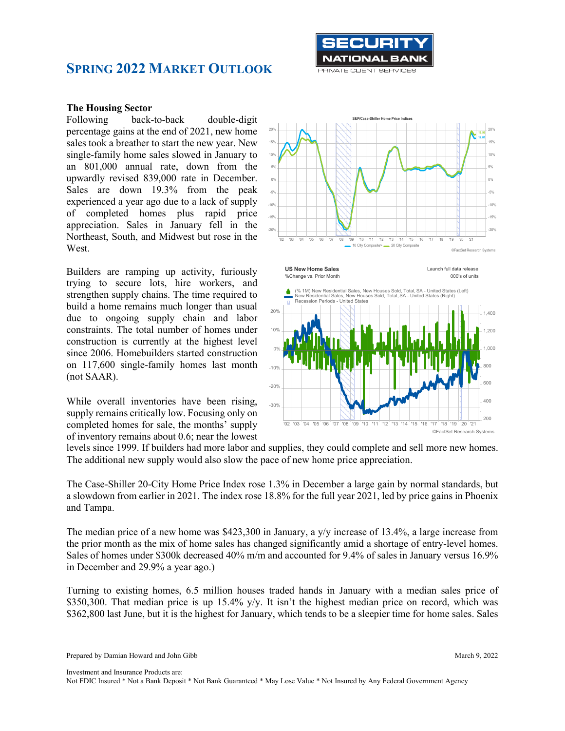# Spring 2022 Market Outlook

### The Housing Sector

Following back-to-back double-digit percentage gains at the end of 2021, new home sales took a breather to start the new year. New single-family home sales slowed in January to an 801,000 annual rate, down from the upwardly revised 839,000 rate in December. Sales are down 19.3% from the peak experienced a year ago due to a lack of supply of completed homes plus rapid price appreciation. Sales in January fell in the Northeast, South, and Midwest but rose in the West.

Builders are ramping up activity, furiously trying to secure lots, hire workers, and strengthen supply chains. The time required to build a home remains much longer than usual due to ongoing supply chain and labor constraints. The total number of homes under construction is currently at the highest level since 2006. Homebuilders started construction on 117,600 single-family homes last month (not SAAR).

While overall inventories have been rising, supply remains critically low. Focusing only on completed homes for sale, the months' supply of inventory remains about 0.6; near the lowest levels since 1999. If builders had more labor and supplies, they could complete and sell more new homes. The additional new supply would also slow the pace of new home price appreciation.

The Case-Shiller 20-City Home Price Index rose 1.3% in December a large gain by normal standards, but a slowdown from earlier in 2021. The index rose 18.8% for the full year 2021, led by price gains in Phoenix and Tampa.

The median price of a new home was $423,300 in January, a y/y increase of 13.4%, a large increase from the prior month as the mix of home sales has changed significantly amid a shortage of entry-level homes. Sales of homes under $300k decreased 40% m/m and accounted for 9.4% of sales in January versus 16.9% in December and 29.9% a year ago.)

Turning to existing homes, 6.5 million houses traded hands in January with a median sales price of $350,300. That median price is up 15.4% y/y. It isn't the highest median price on record, which was $362,800 last June, but it is the highest for January, which tends to be a sleepier time for home sales. Sales

Prepared by Damian Howard and John Gibb

March 9, 2022

Investment and Insurance Products are:
Not FDIC Insured * Not a Bank Deposit * Not Bank Guaranteed * May Lose Value * Not Insured by Any Federal Government Agency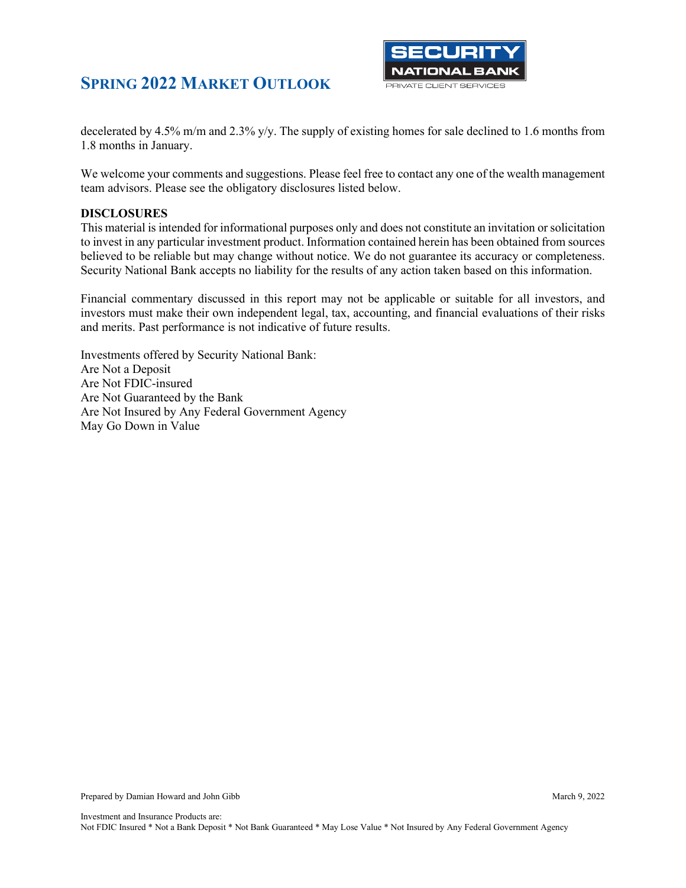decelerated by 4.5% m/m and 2.3% y/y. The supply of existing homes for sale declined to 1.6 months from 1.8 months in January.

We welcome your comments and suggestions. Please feel free to contact any one of the wealth management team advisors. Please see the obligatory disclosures listed below.

**DISCLOSURES**

This material is intended for informational purposes only and does not constitute an invitation or solicitation to invest in any particular investment product. Information contained herein has been obtained from sources believed to be reliable but may change without notice. We do not guarantee its accuracy or completeness. Security National Bank accepts no liability for the results of any action taken based on this information.

Financial commentary discussed in this report may not be applicable or suitable for all investors, and investors must make their own independent legal, tax, accounting, and financial evaluations of their risks and merits. Past performance is not indicative of future results.

Investments offered by Security National Bank:
Are Not a Deposit
Are Not FDIC-insured
Are Not Guaranteed by the Bank
Are Not Insured by Any Federal Government Agency
May Go Down in Value

Prepared by Damian Howard and John Gibb

March 9, 2022